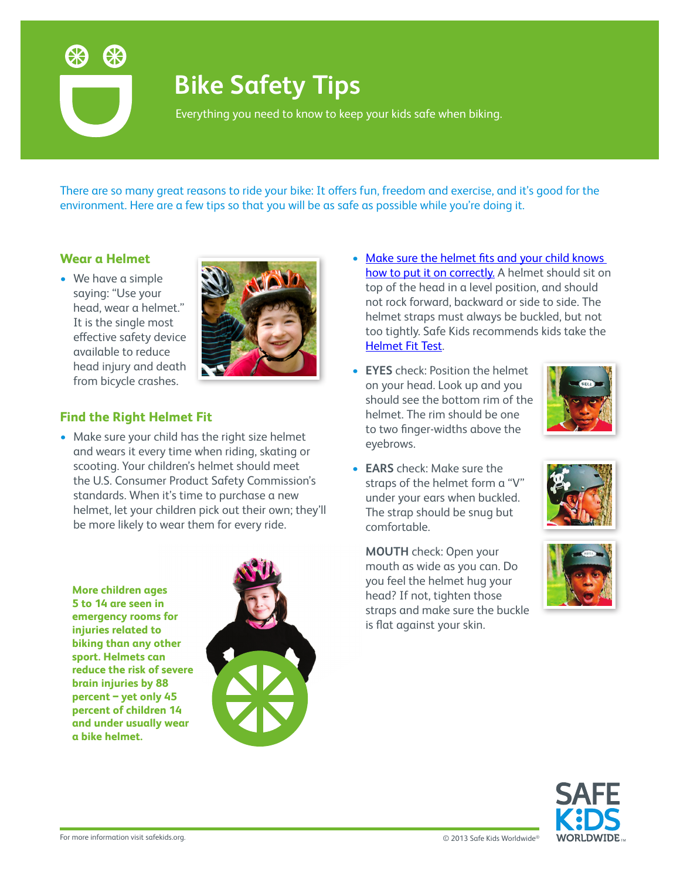# Bike Safety Tips

Everything you need to know to keep your kids safe when biking.

There are so many great reasons to ride your bike: It offers fun, freedom and exercise, and it's good for the environment. Here are a few tips so that you will be as safe as possible while you're doing it.

## Wear a Helmet

- We have a simple saying: "Use your head, wear a helmet." It is the single most effective safety device available to reduce head injury and death from bicycle crashes.

## Find the Right Helmet Fit

- Make sure your child has the right size helmet and wears it every time when riding, skating or scooting. Your children's helmet should meet the U.S. Consumer Product Safety Commission's standards. When it's time to purchase a new helmet, let your children pick out their own; they'll be more likely to wear them for every ride.

**More children ages 5 to 14 are seen in emergency rooms for injuries related to biking than any other sport. Helmets can reduce the risk of severe brain injuries by 88 percent – yet only 45 percent of children 14 and under usually wear a bike helmet.**

- Make sure the helmet fits and your child knows how to put it on correctly. A helmet should sit on top of the head in a level position, and should not rock forward, backward or side to side. The helmet straps must always be buckled, but not too tightly. Safe Kids recommends kids take the Helmet Fit Test.

- **EYES** check: Position the helmet on your head. Look up and you should see the bottom rim of the helmet. The rim should be one to two finger-widths above the eyebrows.

- **EARS** check: Make sure the straps of the helmet form a "V" under your ears when buckled. The strap should be snug but comfortable.

**MOUTH** check: Open your mouth as wide as you can. Do you feel the helmet hug your head? If not, tighten those straps and make sure the buckle is flat against your skin.

For more information visit safekids.org.

© 2013 Safe Kids Worldwide®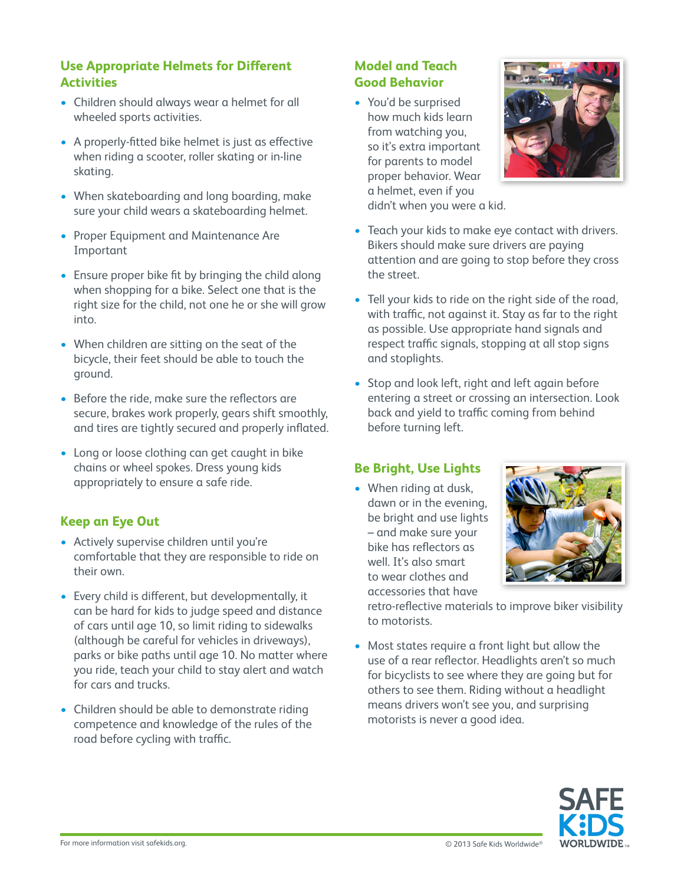## Use Appropriate Helmets for Different Activities

- Children should always wear a helmet for all wheeled sports activities.
- A properly-fitted bike helmet is just as effective when riding a scooter, roller skating or in-line skating.
- When skateboarding and long boarding, make sure your child wears a skateboarding helmet.
- Proper Equipment and Maintenance Are Important
- Ensure proper bike fit by bringing the child along when shopping for a bike. Select one that is the right size for the child, not one he or she will grow into.
- When children are sitting on the seat of the bicycle, their feet should be able to touch the ground.
- Before the ride, make sure the reflectors are secure, brakes work properly, gears shift smoothly, and tires are tightly secured and properly inflated.
- Long or loose clothing can get caught in bike chains or wheel spokes. Dress young kids appropriately to ensure a safe ride.

## Keep an Eye Out

- Actively supervise children until you're comfortable that they are responsible to ride on their own.
- Every child is different, but developmentally, it can be hard for kids to judge speed and distance of cars until age 10, so limit riding to sidewalks (although be careful for vehicles in driveways), parks or bike paths until age 10. No matter where you ride, teach your child to stay alert and watch for cars and trucks.
- Children should be able to demonstrate riding competence and knowledge of the rules of the road before cycling with traffic.

## Model and Teach Good Behavior

- You'd be surprised how much kids learn from watching you, so it's extra important for parents to model proper behavior. Wear a helmet, even if you didn't when you were a kid.
- Teach your kids to make eye contact with drivers. Bikers should make sure drivers are paying attention and are going to stop before they cross the street.
- Tell your kids to ride on the right side of the road, with traffic, not against it. Stay as far to the right as possible. Use appropriate hand signals and respect traffic signals, stopping at all stop signs and stoplights.
- Stop and look left, right and left again before entering a street or crossing an intersection. Look back and yield to traffic coming from behind before turning left.

## Be Bright, Use Lights

- When riding at dusk, dawn or in the evening, be bright and use lights – and make sure your bike has reflectors as well. It's also smart to wear clothes and accessories that have retro-reflective materials to improve biker visibility to motorists.
- Most states require a front light but allow the use of a rear reflector. Headlights aren't so much for bicyclists to see where they are going but for others to see them. Riding without a headlight means drivers won't see you, and surprising motorists is never a good idea.

For more information visit safekids.org.

© 2013 Safe Kids Worldwide®